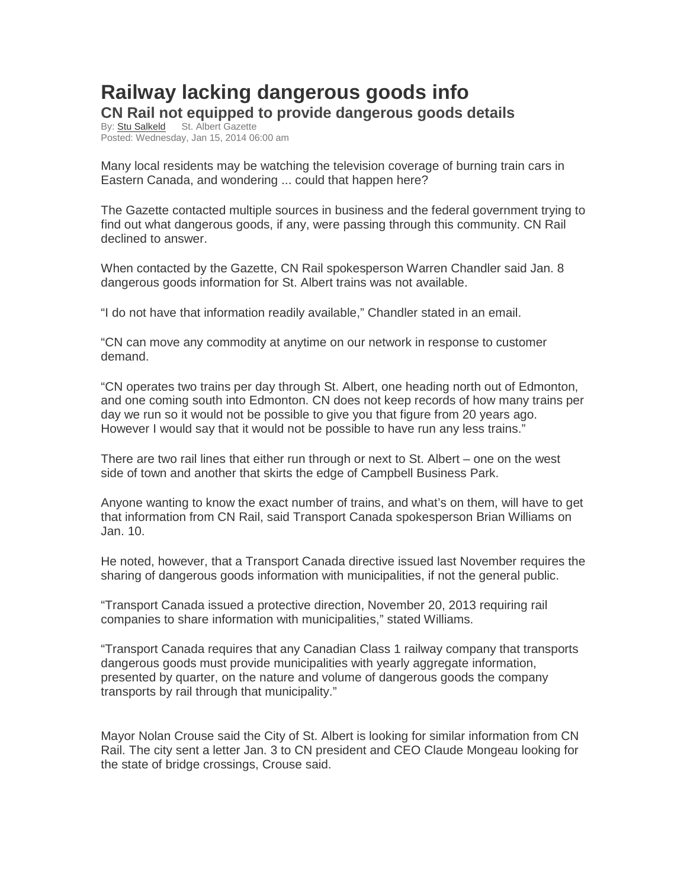# Railway lacking dangerous goods info

## CN Rail not equipped to provide dangerous goods details

By: Stu Salkeld St. Albert Gazette
Posted: Wednesday, Jan 15, 2014 06:00 am

Many local residents may be watching the television coverage of burning train cars in Eastern Canada, and wondering ... could that happen here?

The Gazette contacted multiple sources in business and the federal government trying to find out what dangerous goods, if any, were passing through this community. CN Rail declined to answer.

When contacted by the Gazette, CN Rail spokesperson Warren Chandler said Jan. 8 dangerous goods information for St. Albert trains was not available.

"I do not have that information readily available," Chandler stated in an email.

"CN can move any commodity at anytime on our network in response to customer demand.

"CN operates two trains per day through St. Albert, one heading north out of Edmonton, and one coming south into Edmonton. CN does not keep records of how many trains per day we run so it would not be possible to give you that figure from 20 years ago. However I would say that it would not be possible to have run any less trains."

There are two rail lines that either run through or next to St. Albert – one on the west side of town and another that skirts the edge of Campbell Business Park.

Anyone wanting to know the exact number of trains, and what's on them, will have to get that information from CN Rail, said Transport Canada spokesperson Brian Williams on Jan. 10.

He noted, however, that a Transport Canada directive issued last November requires the sharing of dangerous goods information with municipalities, if not the general public.

"Transport Canada issued a protective direction, November 20, 2013 requiring rail companies to share information with municipalities," stated Williams.

"Transport Canada requires that any Canadian Class 1 railway company that transports dangerous goods must provide municipalities with yearly aggregate information, presented by quarter, on the nature and volume of dangerous goods the company transports by rail through that municipality."

Mayor Nolan Crouse said the City of St. Albert is looking for similar information from CN Rail. The city sent a letter Jan. 3 to CN president and CEO Claude Mongeau looking for the state of bridge crossings, Crouse said.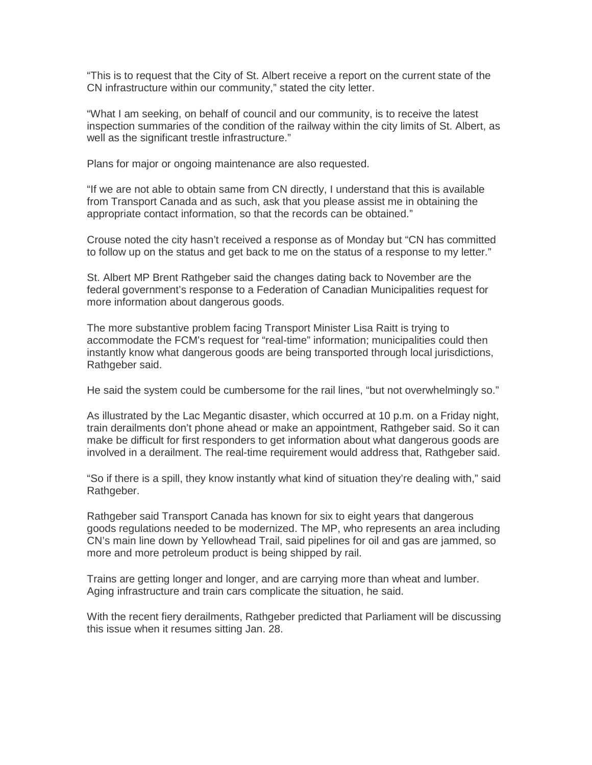"This is to request that the City of St. Albert receive a report on the current state of the CN infrastructure within our community," stated the city letter.

"What I am seeking, on behalf of council and our community, is to receive the latest inspection summaries of the condition of the railway within the city limits of St. Albert, as well as the significant trestle infrastructure."

Plans for major or ongoing maintenance are also requested.

"If we are not able to obtain same from CN directly, I understand that this is available from Transport Canada and as such, ask that you please assist me in obtaining the appropriate contact information, so that the records can be obtained."

Crouse noted the city hasn't received a response as of Monday but "CN has committed to follow up on the status and get back to me on the status of a response to my letter."

St. Albert MP Brent Rathgeber said the changes dating back to November are the federal government's response to a Federation of Canadian Municipalities request for more information about dangerous goods.

The more substantive problem facing Transport Minister Lisa Raitt is trying to accommodate the FCM's request for "real-time" information; municipalities could then instantly know what dangerous goods are being transported through local jurisdictions, Rathgeber said.

He said the system could be cumbersome for the rail lines, "but not overwhelmingly so."

As illustrated by the Lac Megantic disaster, which occurred at 10 p.m. on a Friday night, train derailments don't phone ahead or make an appointment, Rathgeber said. So it can make be difficult for first responders to get information about what dangerous goods are involved in a derailment. The real-time requirement would address that, Rathgeber said.

"So if there is a spill, they know instantly what kind of situation they're dealing with," said Rathgeber.

Rathgeber said Transport Canada has known for six to eight years that dangerous goods regulations needed to be modernized. The MP, who represents an area including CN's main line down by Yellowhead Trail, said pipelines for oil and gas are jammed, so more and more petroleum product is being shipped by rail.

Trains are getting longer and longer, and are carrying more than wheat and lumber. Aging infrastructure and train cars complicate the situation, he said.

With the recent fiery derailments, Rathgeber predicted that Parliament will be discussing this issue when it resumes sitting Jan. 28.